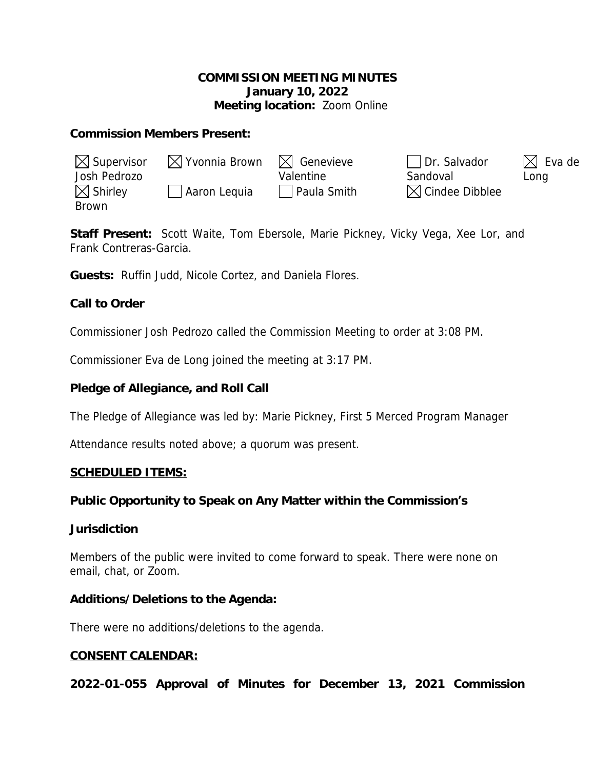**COMMISSION MEETING MINUTES**
**January 10, 2022**
**Meeting location:** Zoom Online

**Commission Members Present:**

| | | | | |
|---|---|---|---|---|
| ☒ Supervisor Josh Pedrozo | ☒ Yvonnia Brown | ☒ Genevieve Valentine | ☐ Dr. Salvador Sandoval | ☒ Eva de Long |
| ☒ Shirley Brown | ☐ Aaron Lequia | ☐ Paula Smith | ☒ Cindee Dibblee | |

**Staff Present:** Scott Waite, Tom Ebersole, Marie Pickney, Vicky Vega, Xee Lor, and Frank Contreras-Garcia.

**Guests:** Ruffin Judd, Nicole Cortez, and Daniela Flores.

**Call to Order**

Commissioner Josh Pedrozo called the Commission Meeting to order at 3:08 PM.

Commissioner Eva de Long joined the meeting at 3:17 PM.

**Pledge of Allegiance, and Roll Call**

The Pledge of Allegiance was led by: Marie Pickney, First 5 Merced Program Manager

Attendance results noted above; a quorum was present.

**SCHEDULED ITEMS:**

**Public Opportunity to Speak on Any Matter within the Commission's Jurisdiction**

Members of the public were invited to come forward to speak. There were none on email, chat, or Zoom.

**Additions/Deletions to the Agenda:**

There were no additions/deletions to the agenda.

**CONSENT CALENDAR:**

**2022-01-055 Approval of Minutes for December 13, 2021 Commission**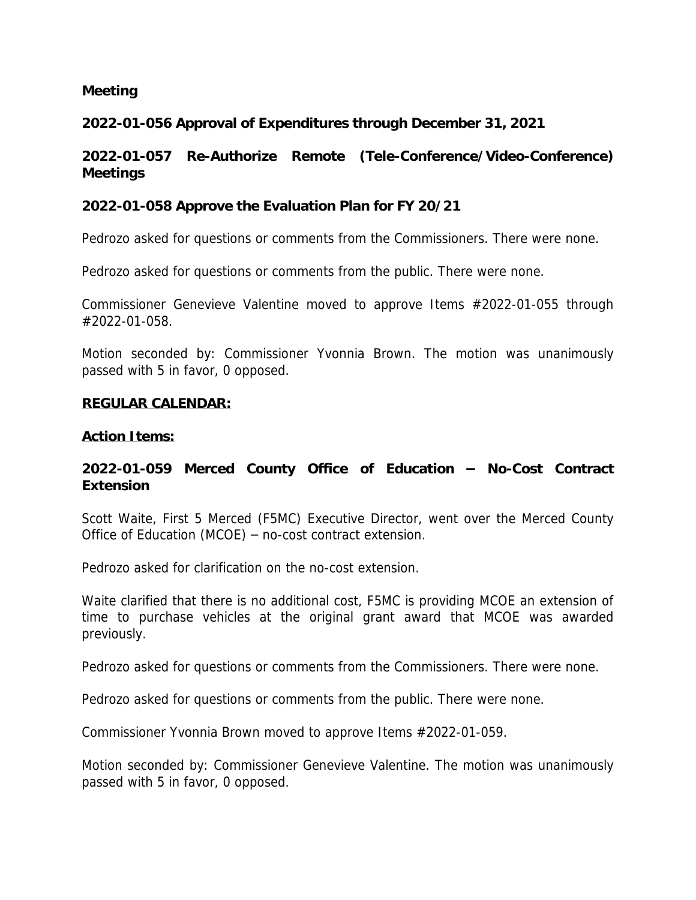**Meeting**

**2022-01-056 Approval of Expenditures through December 31, 2021**

**2022-01-057 Re-Authorize Remote (Tele-Conference/Video-Conference) Meetings**

**2022-01-058 Approve the Evaluation Plan for FY 20/21**

Pedrozo asked for questions or comments from the Commissioners. There were none.

Pedrozo asked for questions or comments from the public. There were none.

Commissioner Genevieve Valentine moved to approve Items #2022-01-055 through #2022-01-058.

Motion seconded by: Commissioner Yvonnia Brown. The motion was unanimously passed with 5 in favor, 0 opposed.

**REGULAR CALENDAR:**

**Action Items:**

**2022-01-059 Merced County Office of Education – No-Cost Contract Extension**

Scott Waite, First 5 Merced (F5MC) Executive Director, went over the Merced County Office of Education (MCOE) – no-cost contract extension.

Pedrozo asked for clarification on the no-cost extension.

Waite clarified that there is no additional cost, F5MC is providing MCOE an extension of time to purchase vehicles at the original grant award that MCOE was awarded previously.

Pedrozo asked for questions or comments from the Commissioners. There were none.

Pedrozo asked for questions or comments from the public. There were none.

Commissioner Yvonnia Brown moved to approve Items #2022-01-059.

Motion seconded by: Commissioner Genevieve Valentine. The motion was unanimously passed with 5 in favor, 0 opposed.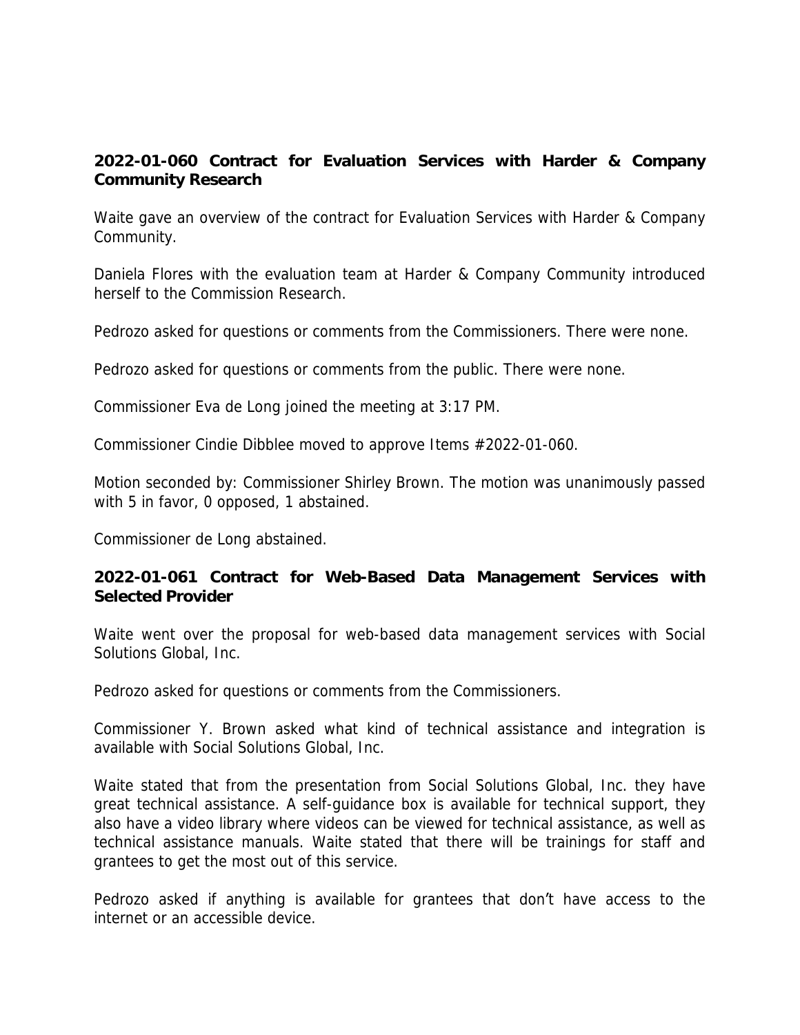**2022-01-060 Contract for Evaluation Services with Harder & Company Community Research**

Waite gave an overview of the contract for Evaluation Services with Harder & Company Community.

Daniela Flores with the evaluation team at Harder & Company Community introduced herself to the Commission Research.

Pedrozo asked for questions or comments from the Commissioners. There were none.

Pedrozo asked for questions or comments from the public. There were none.

Commissioner Eva de Long joined the meeting at 3:17 PM.

Commissioner Cindie Dibblee moved to approve Items #2022-01-060.

Motion seconded by: Commissioner Shirley Brown. The motion was unanimously passed with 5 in favor, 0 opposed, 1 abstained.

Commissioner de Long abstained.

**2022-01-061 Contract for Web-Based Data Management Services with Selected Provider**

Waite went over the proposal for web-based data management services with Social Solutions Global, Inc.

Pedrozo asked for questions or comments from the Commissioners.

Commissioner Y. Brown asked what kind of technical assistance and integration is available with Social Solutions Global, Inc.

Waite stated that from the presentation from Social Solutions Global, Inc. they have great technical assistance. A self-guidance box is available for technical support, they also have a video library where videos can be viewed for technical assistance, as well as technical assistance manuals. Waite stated that there will be trainings for staff and grantees to get the most out of this service.

Pedrozo asked if anything is available for grantees that don't have access to the internet or an accessible device.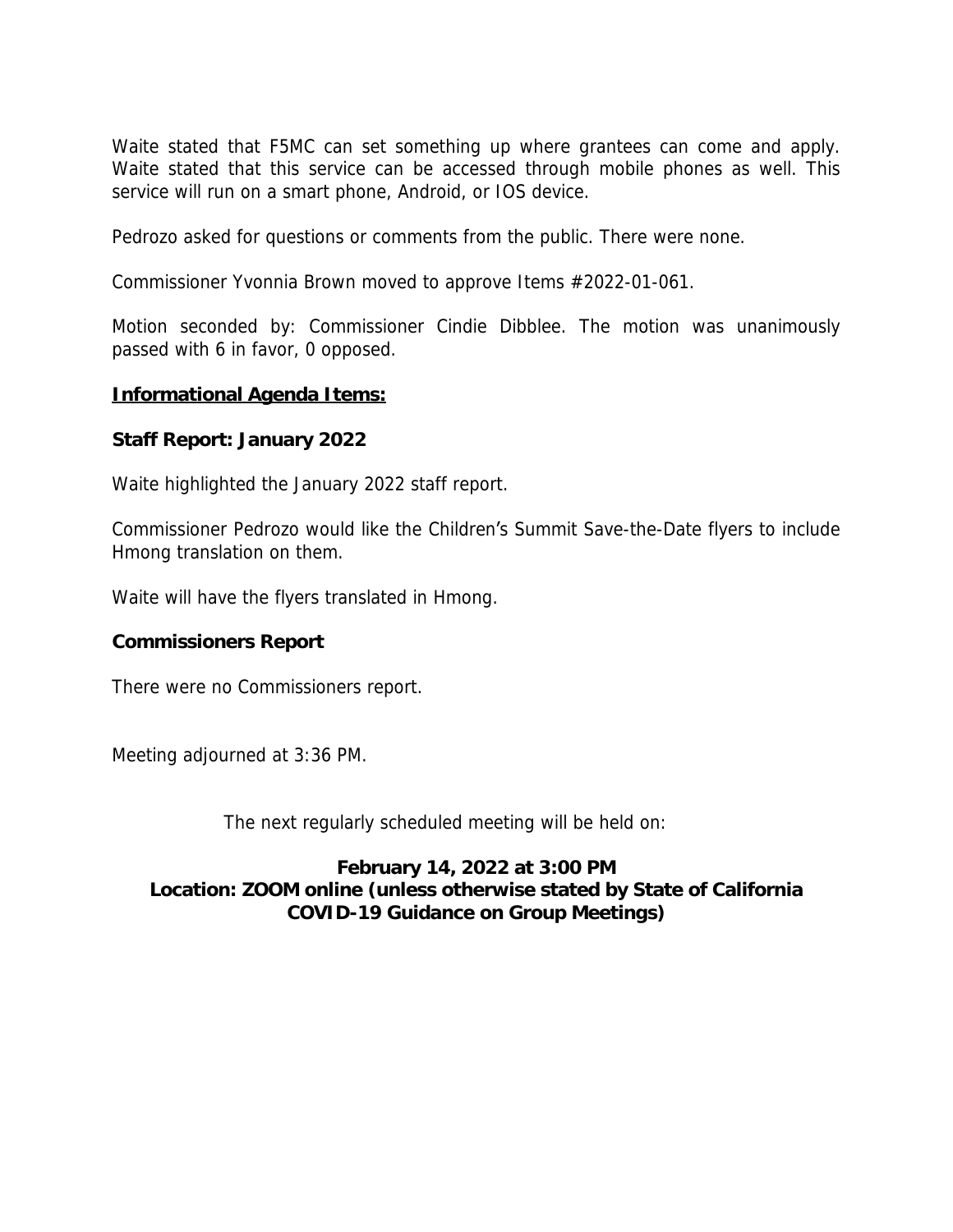Waite stated that F5MC can set something up where grantees can come and apply. Waite stated that this service can be accessed through mobile phones as well. This service will run on a smart phone, Android, or IOS device.

Pedrozo asked for questions or comments from the public. There were none.

Commissioner Yvonnia Brown moved to approve Items #2022-01-061.

Motion seconded by: Commissioner Cindie Dibblee. The motion was unanimously passed with 6 in favor, 0 opposed.

**<u>Informational Agenda Items:</u>**

**Staff Report: January 2022**

Waite highlighted the January 2022 staff report.

Commissioner Pedrozo would like the Children's Summit Save-the-Date flyers to include Hmong translation on them.

Waite will have the flyers translated in Hmong.

**Commissioners Report**

There were no Commissioners report.

Meeting adjourned at 3:36 PM.

The next regularly scheduled meeting will be held on:

**February 14, 2022 at 3:00 PM**
**Location: ZOOM online (unless otherwise stated by State of California COVID-19 Guidance on Group Meetings)**